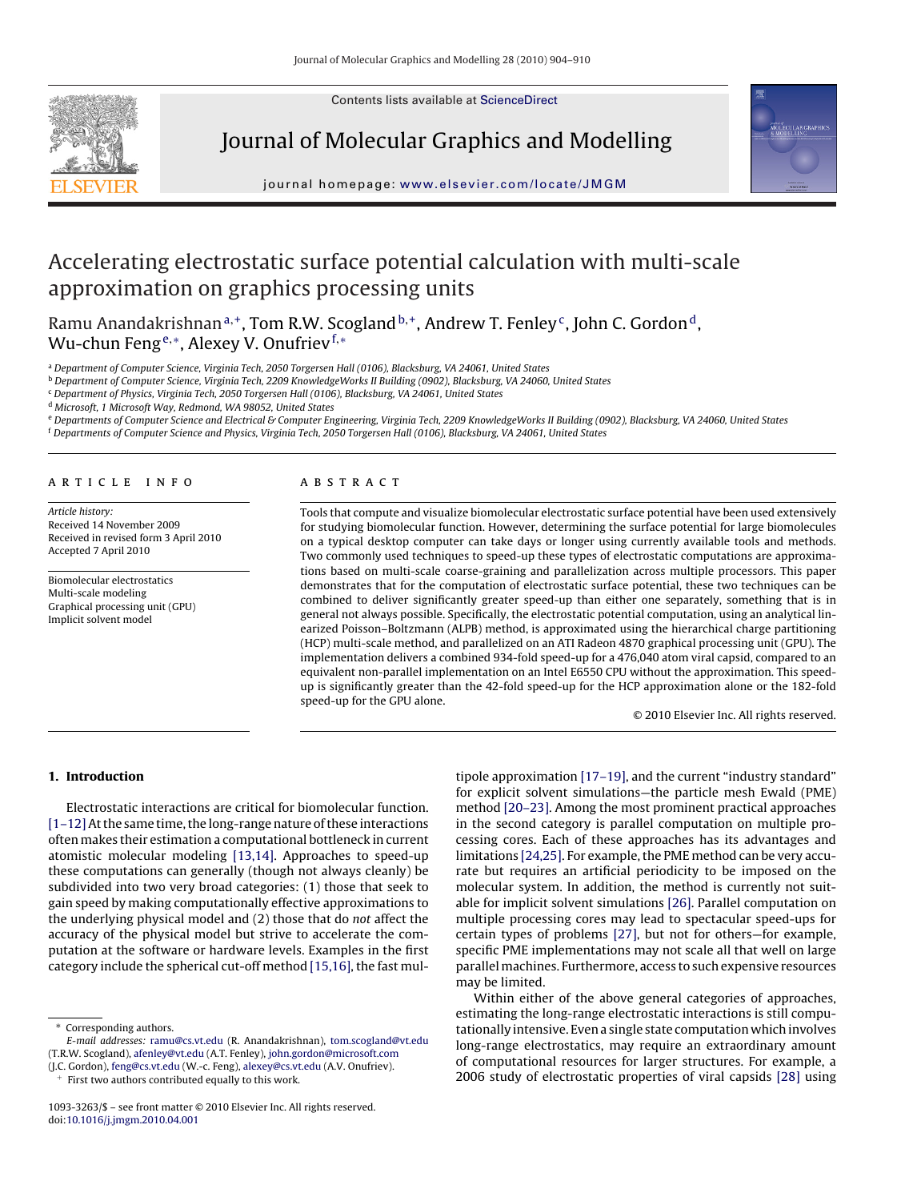# Accelerating electrostatic surface potential calculation with multi-scale approximation on graphics processing units

Ramu Anandakrishnan [a,+], Tom R.W. Scogland [b,+], Andrew T. Fenley [c], John C. Gordon [d], Wu-chun Feng [e,*], Alexey V. Onufriev [f,*]

[a] Department of Computer Science, Virginia Tech, 2050 Torgersen Hall (0106), Blacksburg, VA 24061, United States
[b] Department of Computer Science, Virginia Tech, 2209 KnowledgeWorks II Building (0902), Blacksburg, VA 24060, United States
[c] Department of Physics, Virginia Tech, 2050 Torgersen Hall (0106), Blacksburg, VA 24061, United States
[d] Microsoft, 1 Microsoft Way, Redmond, WA 98052, United States
[e] Departments of Computer Science and Electrical & Computer Engineering, Virginia Tech, 2209 KnowledgeWorks II Building (0902), Blacksburg, VA 24060, United States
[f] Departments of Computer Science and Physics, Virginia Tech, 2050 Torgersen Hall (0106), Blacksburg, VA 24061, United States

## ARTICLE INFO

*Article history:*
Received 14 November 2009
Received in revised form 3 April 2010
Accepted 7 April 2010

Biomolecular electrostatics
Multi-scale modeling
Graphical processing unit (GPU)
Implicit solvent model

## ABSTRACT

Tools that compute and visualize biomolecular electrostatic surface potential have been used extensively for studying biomolecular function. However, determining the surface potential for large biomolecules on a typical desktop computer can take days or longer using currently available tools and methods. Two commonly used techniques to speed-up these types of electrostatic computations are approximations based on multi-scale coarse-graining and parallelization across multiple processors. This paper demonstrates that for the computation of electrostatic surface potential, these two techniques can be combined to deliver significantly greater speed-up than either one separately, something that is in general not always possible. Specifically, the electrostatic potential computation, using an analytical linearized Poisson–Boltzmann (ALPB) method, is approximated using the hierarchical charge partitioning (HCP) multi-scale method, and parallelized on an ATI Radeon 4870 graphical processing unit (GPU). The implementation delivers a combined 934-fold speed-up for a 476,040 atom viral capsid, compared to an equivalent non-parallel implementation on an Intel E6550 CPU without the approximation. This speed-up is significantly greater than the 42-fold speed-up for the HCP approximation alone or the 182-fold speed-up for the GPU alone.

© 2010 Elsevier Inc. All rights reserved.

## 1. Introduction

Electrostatic interactions are critical for biomolecular function. [1–12] At the same time, the long-range nature of these interactions often makes their estimation a computational bottleneck in current atomistic molecular modeling [13,14]. Approaches to speed-up these computations can generally (though not always cleanly) be subdivided into two very broad categories: (1) those that seek to gain speed by making computationally effective approximations to the underlying physical model and (2) those that do *not* affect the accuracy of the physical model but strive to accelerate the computation at the software or hardware levels. Examples in the first category include the spherical cut-off method [15,16], the fast multipole approximation [17–19], and the current "industry standard" for explicit solvent simulations—the particle mesh Ewald (PME) method [20–23]. Among the most prominent practical approaches in the second category is parallel computation on multiple processing cores. Each of these approaches has its advantages and limitations [24,25]. For example, the PME method can be very accurate but requires an artificial periodicity to be imposed on the molecular system. In addition, the method is currently not suitable for implicit solvent simulations [26]. Parallel computation on multiple processing cores may lead to spectacular speed-ups for certain types of problems [27], but not for others—for example, specific PME implementations may not scale all that well on large parallel machines. Furthermore, access to such expensive resources may be limited.

Within either of the above general categories of approaches, estimating the long-range electrostatic interactions is still computationally intensive. Even a single state computation which involves long-range electrostatics, may require an extraordinary amount of computational resources for larger structures. For example, a 2006 study of electrostatic properties of viral capsids [28] using

---

\* Corresponding authors.
*E-mail addresses:* ramu@cs.vt.edu (R. Anandakrishnan), tom.scogland@vt.edu (T.R.W. Scogland), afenley@vt.edu (A.T. Fenley), john.gordon@microsoft.com (J.C. Gordon), feng@cs.vt.edu (W.-c. Feng), alexey@cs.vt.edu (A.V. Onufriev).
+ First two authors contributed equally to this work.

1093-3263/$ – see front matter © 2010 Elsevier Inc. All rights reserved.
doi:10.1016/j.jmgm.2010.04.001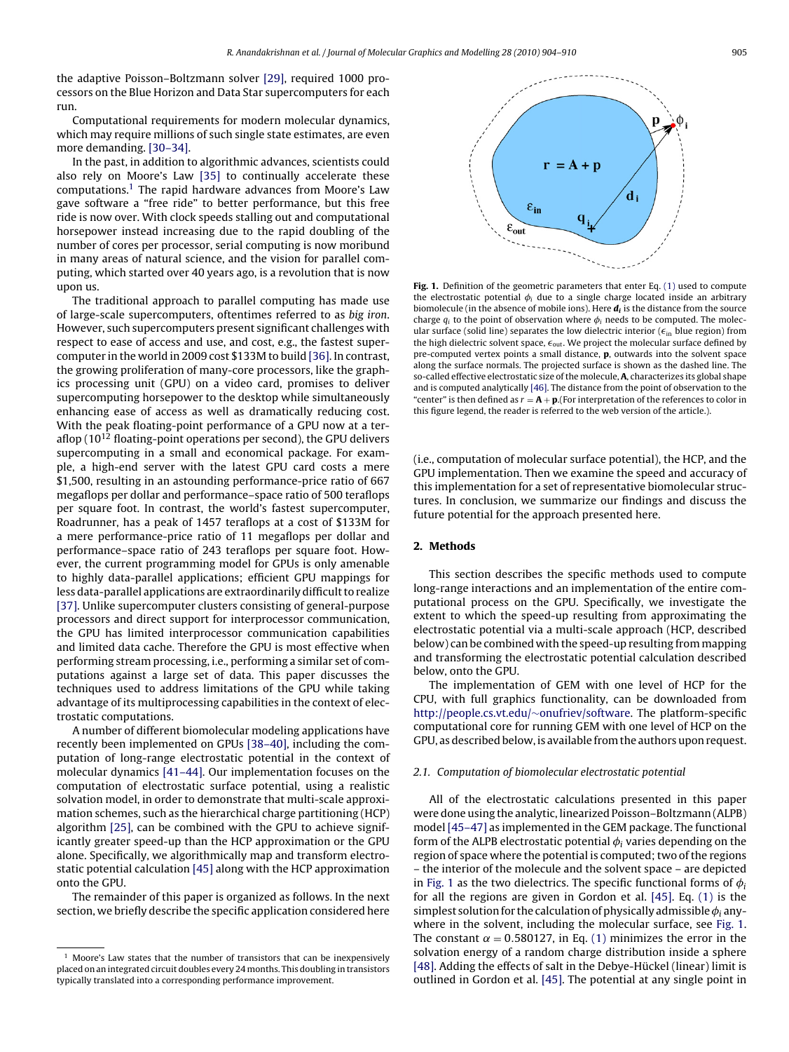the adaptive Poisson–Boltzmann solver [29], required 1000 processors on the Blue Horizon and Data Star supercomputers for each run.

Computational requirements for modern molecular dynamics, which may require millions of such single state estimates, are even more demanding. [30–34].

In the past, in addition to algorithmic advances, scientists could also rely on Moore's Law [35] to continually accelerate these computations.[1] The rapid hardware advances from Moore's Law gave software a "free ride" to better performance, but this free ride is now over. With clock speeds stalling out and computational horsepower instead increasing due to the rapid doubling of the number of cores per processor, serial computing is now moribund in many areas of natural science, and the vision for parallel computing, which started over 40 years ago, is a revolution that is now upon us.

The traditional approach to parallel computing has made use of large-scale supercomputers, oftentimes referred to as *big iron*. However, such supercomputers present significant challenges with respect to ease of access and use, and cost, e.g., the fastest supercomputer in the world in 2009 cost \$133M to build [36]. In contrast, the growing proliferation of many-core processors, like the graphics processing unit (GPU) on a video card, promises to deliver supercomputing horsepower to the desktop while simultaneously enhancing ease of access as well as dramatically reducing cost. With the peak floating-point performance of a GPU now at a teraflop ($10^{12}$ floating-point operations per second), the GPU delivers supercomputing in a small and economical package. For example, a high-end server with the latest GPU card costs a mere \$1,500, resulting in an astounding performance-price ratio of 667 megaflops per dollar and performance–space ratio of 500 teraflops per square foot. In contrast, the world's fastest supercomputer, Roadrunner, has a peak of 1457 teraflops at a cost of \$133M for a mere performance-price ratio of 11 megaflops per dollar and performance–space ratio of 243 teraflops per square foot. However, the current programming model for GPUs is only amenable to highly data-parallel applications; efficient GPU mappings for less data-parallel applications are extraordinarily difficult to realize [37]. Unlike supercomputer clusters consisting of general-purpose processors and direct support for interprocessor communication, the GPU has limited interprocessor communication capabilities and limited data cache. Therefore the GPU is most effective when performing stream processing, i.e., performing a similar set of computations against a large set of data. This paper discusses the techniques used to address limitations of the GPU while taking advantage of its multiprocessing capabilities in the context of electrostatic computations.

A number of different biomolecular modeling applications have recently been implemented on GPUs [38–40], including the computation of long-range electrostatic potential in the context of molecular dynamics [41–44]. Our implementation focuses on the computation of electrostatic surface potential, using a realistic solvation model, in order to demonstrate that multi-scale approximation schemes, such as the hierarchical charge partitioning (HCP) algorithm [25], can be combined with the GPU to achieve significantly greater speed-up than the HCP approximation or the GPU alone. Specifically, we algorithmically map and transform electrostatic potential calculation [45] along with the HCP approximation onto the GPU.

The remainder of this paper is organized as follows. In the next section, we briefly describe the specific application considered here (i.e., computation of molecular surface potential), the HCP, and the GPU implementation. Then we examine the speed and accuracy of this implementation for a set of representative biomolecular structures. In conclusion, we summarize our findings and discuss the future potential for the approach presented here.

[1] Moore's Law states that the number of transistors that can be inexpensively placed on an integrated circuit doubles every 24 months. This doubling in transistors typically translated into a corresponding performance improvement.

Fig. 1. Definition of the geometric parameters that enter Eq. (1) used to compute the electrostatic potential $\phi_i$ due to a single charge located inside an arbitrary biomolecule (in the absence of mobile ions). Here $\boldsymbol{d_i}$ is the distance from the source charge $q_i$ to the point of observation where $\phi_i$ needs to be computed. The molecular surface (solid line) separates the low dielectric interior ($\epsilon_{in}$ blue region) from the high dielectric solvent space, $\epsilon_{out}$. We project the molecular surface defined by pre-computed vertex points a small distance, $\mathbf{p}$, outwards into the solvent space along the surface normals. The projected surface is shown as the dashed line. The so-called effective electrostatic size of the molecule, $\mathbf{A}$, characterizes its global shape and is computed analytically [46]. The distance from the point of observation to the "center" is then defined as $r = \mathbf{A} + \mathbf{p}$.(For interpretation of the references to color in this figure legend, the reader is referred to the web version of the article.).

## 2. Methods

This section describes the specific methods used to compute long-range interactions and an implementation of the entire computational process on the GPU. Specifically, we investigate the extent to which the speed-up resulting from approximating the electrostatic potential via a multi-scale approach (HCP, described below) can be combined with the speed-up resulting from mapping and transforming the electrostatic potential calculation described below, onto the GPU.

The implementation of GEM with one level of HCP for the CPU, with full graphics functionality, can be downloaded from http://people.cs.vt.edu/~onufriev/software. The platform-specific computational core for running GEM with one level of HCP on the GPU, as described below, is available from the authors upon request.

### 2.1. Computation of biomolecular electrostatic potential

All of the electrostatic calculations presented in this paper were done using the analytic, linearized Poisson–Boltzmann (ALPB) model [45–47] as implemented in the GEM package. The functional form of the ALPB electrostatic potential $\phi_i$ varies depending on the region of space where the potential is computed; two of the regions – the interior of the molecule and the solvent space – are depicted in Fig. 1 as the two dielectrics. The specific functional forms of $\phi_i$ for all the regions are given in Gordon et al. [45]. Eq. (1) is the simplest solution for the calculation of physically admissible $\phi_i$ anywhere in the solvent, including the molecular surface, see Fig. 1. The constant $\alpha = 0.580127$, in Eq. (1) minimizes the error in the solvation energy of a random charge distribution inside a sphere [48]. Adding the effects of salt in the Debye-Hückel (linear) limit is outlined in Gordon et al. [45]. The potential at any single point in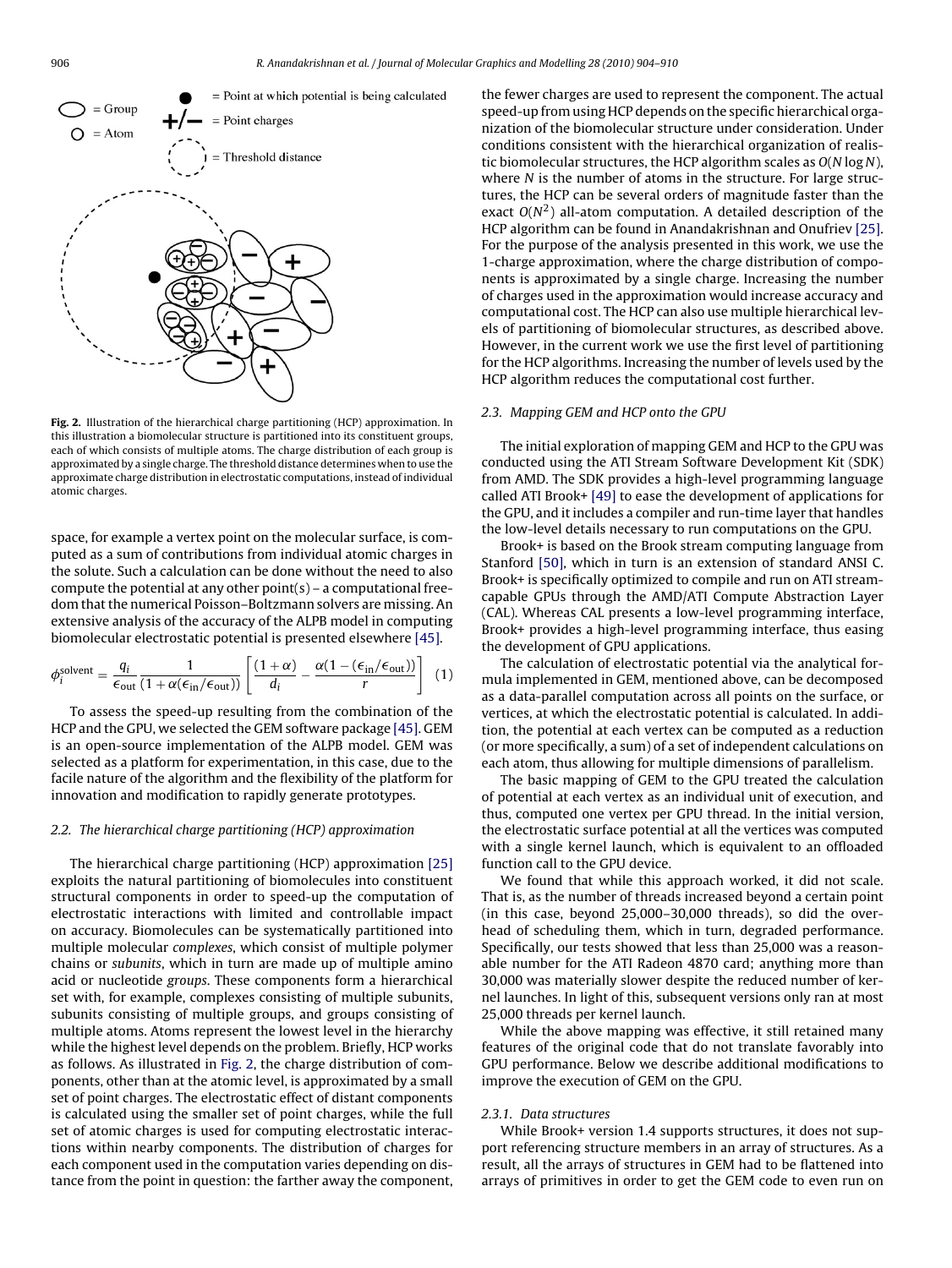Fig. 2. Illustration of the hierarchical charge partitioning (HCP) approximation. In this illustration a biomolecular structure is partitioned into its constituent groups, each of which consists of multiple atoms. The charge distribution of each group is approximated by a single charge. The threshold distance determines when to use the approximate charge distribution in electrostatic computations, instead of individual atomic charges.

space, for example a vertex point on the molecular surface, is computed as a sum of contributions from individual atomic charges in the solute. Such a calculation can be done without the need to also compute the potential at any other point(s) – a computational freedom that the numerical Poisson–Boltzmann solvers are missing. An extensive analysis of the accuracy of the ALPB model in computing biomolecular electrostatic potential is presented elsewhere [45].

$$\phi_i^{\text{solvent}} = \frac{q_i}{\epsilon_{\text{out}}} \frac{1}{(1+\alpha(\epsilon_{\text{in}}/\epsilon_{\text{out}}))} \left[ \frac{(1+\alpha)}{d_i} - \frac{\alpha(1-(\epsilon_{\text{in}}/\epsilon_{\text{out}}))}{r} \right] \quad (1)$$

To assess the speed-up resulting from the combination of the HCP and the GPU, we selected the GEM software package [45]. GEM is an open-source implementation of the ALPB model. GEM was selected as a platform for experimentation, in this case, due to the facile nature of the algorithm and the flexibility of the platform for innovation and modification to rapidly generate prototypes.

### 2.2. The hierarchical charge partitioning (HCP) approximation

The hierarchical charge partitioning (HCP) approximation [25] exploits the natural partitioning of biomolecules into constituent structural components in order to speed-up the computation of electrostatic interactions with limited and controllable impact on accuracy. Biomolecules can be systematically partitioned into multiple molecular *complexes*, which consist of multiple polymer chains or *subunits*, which in turn are made up of multiple amino acid or nucleotide *groups*. These components form a hierarchical set with, for example, complexes consisting of multiple subunits, subunits consisting of multiple groups, and groups consisting of multiple atoms. Atoms represent the lowest level in the hierarchy while the highest level depends on the problem. Briefly, HCP works as follows. As illustrated in Fig. 2, the charge distribution of components, other than at the atomic level, is approximated by a small set of point charges. The electrostatic effect of distant components is calculated using the smaller set of point charges, while the full set of atomic charges is used for computing electrostatic interactions within nearby components. The distribution of charges for each component used in the computation varies depending on distance from the point in question: the farther away the component, the fewer charges are used to represent the component. The actual speed-up from using HCP depends on the specific hierarchical organization of the biomolecular structure under consideration. Under conditions consistent with the hierarchical organization of realistic biomolecular structures, the HCP algorithm scales as $O(N \log N)$, where $N$ is the number of atoms in the structure. For large structures, the HCP can be several orders of magnitude faster than the exact $O(N^2)$ all-atom computation. A detailed description of the HCP algorithm can be found in Anandakrishnan and Onufriev [25]. For the purpose of the analysis presented in this work, we use the 1-charge approximation, where the charge distribution of components is approximated by a single charge. Increasing the number of charges used in the approximation would increase accuracy and computational cost. The HCP can also use multiple hierarchical levels of partitioning of biomolecular structures, as described above. However, in the current work we use the first level of partitioning for the HCP algorithms. Increasing the number of levels used by the HCP algorithm reduces the computational cost further.

### 2.3. Mapping GEM and HCP onto the GPU

The initial exploration of mapping GEM and HCP to the GPU was conducted using the ATI Stream Software Development Kit (SDK) from AMD. The SDK provides a high-level programming language called ATI Brook+ [49] to ease the development of applications for the GPU, and it includes a compiler and run-time layer that handles the low-level details necessary to run computations on the GPU.

Brook+ is based on the Brook stream computing language from Stanford [50], which in turn is an extension of standard ANSI C. Brook+ is specifically optimized to compile and run on ATI stream-capable GPUs through the AMD/ATI Compute Abstraction Layer (CAL). Whereas CAL presents a low-level programming interface, Brook+ provides a high-level programming interface, thus easing the development of GPU applications.

The calculation of electrostatic potential via the analytical formula implemented in GEM, mentioned above, can be decomposed as a data-parallel computation across all points on the surface, or vertices, at which the electrostatic potential is calculated. In addition, the potential at each vertex can be computed as a reduction (or more specifically, a sum) of a set of independent calculations on each atom, thus allowing for multiple dimensions of parallelism.

The basic mapping of GEM to the GPU treated the calculation of potential at each vertex as an individual unit of execution, and thus, computed one vertex per GPU thread. In the initial version, the electrostatic surface potential at all the vertices was computed with a single kernel launch, which is equivalent to an offloaded function call to the GPU device.

We found that while this approach worked, it did not scale. That is, as the number of threads increased beyond a certain point (in this case, beyond 25,000–30,000 threads), so did the overhead of scheduling them, which in turn, degraded performance. Specifically, our tests showed that less than 25,000 was a reasonable number for the ATI Radeon 4870 card; anything more than 30,000 was materially slower despite the reduced number of kernel launches. In light of this, subsequent versions only ran at most 25,000 threads per kernel launch.

While the above mapping was effective, it still retained many features of the original code that do not translate favorably into GPU performance. Below we describe additional modifications to improve the execution of GEM on the GPU.

#### 2.3.1. Data structures

While Brook+ version 1.4 supports structures, it does not support referencing structure members in an array of structures. As a result, all the arrays of structures in GEM had to be flattened into arrays of primitives in order to get the GEM code to even run on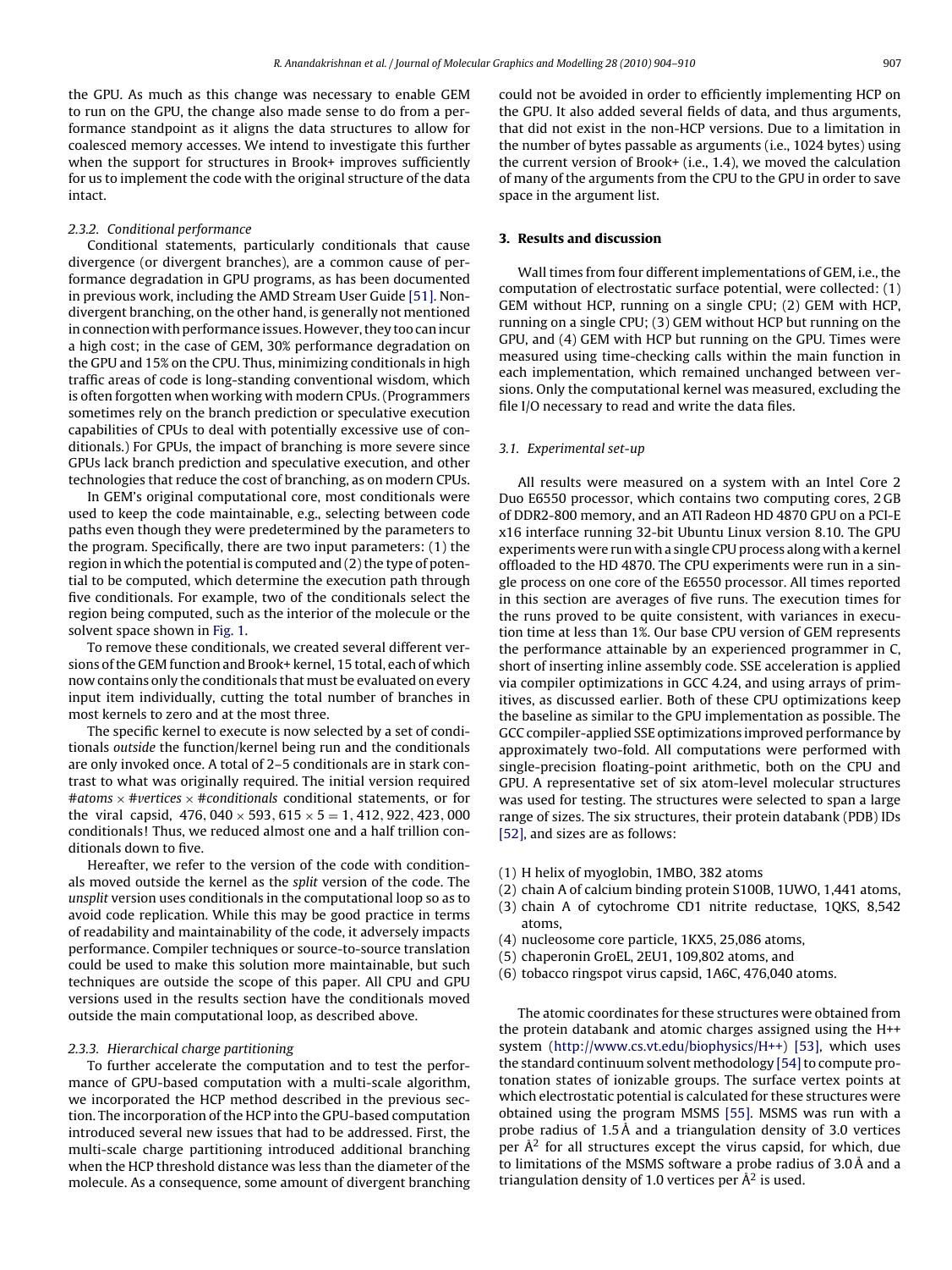the GPU. As much as this change was necessary to enable GEM to run on the GPU, the change also made sense to do from a performance standpoint as it aligns the data structures to allow for coalesced memory accesses. We intend to investigate this further when the support for structures in Brook+ improves sufficiently for us to implement the code with the original structure of the data intact.

#### 2.3.2. Conditional performance

Conditional statements, particularly conditionals that cause divergence (or divergent branches), are a common cause of performance degradation in GPU programs, as has been documented in previous work, including the AMD Stream User Guide [51]. Non-divergent branching, on the other hand, is generally not mentioned in connection with performance issues. However, they too can incur a high cost; in the case of GEM, 30% performance degradation on the GPU and 15% on the CPU. Thus, minimizing conditionals in high traffic areas of code is long-standing conventional wisdom, which is often forgotten when working with modern CPUs. (Programmers sometimes rely on the branch prediction or speculative execution capabilities of CPUs to deal with potentially excessive use of conditionals.) For GPUs, the impact of branching is more severe since GPUs lack branch prediction and speculative execution, and other technologies that reduce the cost of branching, as on modern CPUs.

In GEM's original computational core, most conditionals were used to keep the code maintainable, e.g., selecting between code paths even though they were predetermined by the parameters to the program. Specifically, there are two input parameters: (1) the region in which the potential is computed and (2) the type of potential to be computed, which determine the execution path through five conditionals. For example, two of the conditionals select the region being computed, such as the interior of the molecule or the solvent space shown in Fig. 1.

To remove these conditionals, we created several different versions of the GEM function and Brook+ kernel, 15 total, each of which now contains only the conditionals that must be evaluated on every input item individually, cutting the total number of branches in most kernels to zero and at the most three.

The specific kernel to execute is now selected by a set of conditionals *outside* the function/kernel being run and the conditionals are only invoked once. A total of 2–5 conditionals are in stark contrast to what was originally required. The initial version required *#atoms* × *#vertices* × *#conditionals* conditional statements, or for the viral capsid, $476,040 \times 593,615 \times 5 = 1,412,922,423,000$ conditionals! Thus, we reduced almost one and a half trillion conditionals down to five.

Hereafter, we refer to the version of the code with conditionals moved outside the kernel as the *split* version of the code. The *unsplit* version uses conditionals in the computational loop so as to avoid code replication. While this may be good practice in terms of readability and maintainability of the code, it adversely impacts performance. Compiler techniques or source-to-source translation could be used to make this solution more maintainable, but such techniques are outside the scope of this paper. All CPU and GPU versions used in the results section have the conditionals moved outside the main computational loop, as described above.

#### 2.3.3. Hierarchical charge partitioning

To further accelerate the computation and to test the performance of GPU-based computation with a multi-scale algorithm, we incorporated the HCP method described in the previous section. The incorporation of the HCP into the GPU-based computation introduced several new issues that had to be addressed. First, the multi-scale charge partitioning introduced additional branching when the HCP threshold distance was less than the diameter of the molecule. As a consequence, some amount of divergent branching could not be avoided in order to efficiently implementing HCP on the GPU. It also added several fields of data, and thus arguments, that did not exist in the non-HCP versions. Due to a limitation in the number of bytes passable as arguments (i.e., 1024 bytes) using the current version of Brook+ (i.e., 1.4), we moved the calculation of many of the arguments from the CPU to the GPU in order to save space in the argument list.

## 3. Results and discussion

Wall times from four different implementations of GEM, i.e., the computation of electrostatic surface potential, were collected: (1) GEM without HCP, running on a single CPU; (2) GEM with HCP, running on a single CPU; (3) GEM without HCP but running on the GPU, and (4) GEM with HCP but running on the GPU. Times were measured using time-checking calls within the main function in each implementation, which remained unchanged between versions. Only the computational kernel was measured, excluding the file I/O necessary to read and write the data files.

### 3.1. Experimental set-up

All results were measured on a system with an Intel Core 2 Duo E6550 processor, which contains two computing cores, 2 GB of DDR2-800 memory, and an ATI Radeon HD 4870 GPU on a PCI-E x16 interface running 32-bit Ubuntu Linux version 8.10. The GPU experiments were run with a single CPU process along with a kernel offloaded to the HD 4870. The CPU experiments were run in a single process on one core of the E6550 processor. All times reported in this section are averages of five runs. The execution times for the runs proved to be quite consistent, with variances in execution time at less than 1%. Our base CPU version of GEM represents the performance attainable by an experienced programmer in C, short of inserting inline assembly code. SSE acceleration is applied via compiler optimizations in GCC 4.24, and using arrays of primitives, as discussed earlier. Both of these CPU optimizations keep the baseline as similar to the GPU implementation as possible. The GCC compiler-applied SSE optimizations improved performance by approximately two-fold. All computations were performed with single-precision floating-point arithmetic, both on the CPU and GPU. A representative set of six atom-level molecular structures was used for testing. The structures were selected to span a large range of sizes. The six structures, their protein databank (PDB) IDs [52], and sizes are as follows:

(1) H helix of myoglobin, 1MBO, 382 atoms
(2) chain A of calcium binding protein S100B, 1UWO, 1,441 atoms,
(3) chain A of cytochrome CD1 nitrite reductase, 1QKS, 8,542 atoms,
(4) nucleosome core particle, 1KX5, 25,086 atoms,
(5) chaperonin GroEL, 2EU1, 109,802 atoms, and
(6) tobacco ringspot virus capsid, 1A6C, 476,040 atoms.

The atomic coordinates for these structures were obtained from the protein databank and atomic charges assigned using the H++ system (http://www.cs.vt.edu/biophysics/H++) [53], which uses the standard continuum solvent methodology [54] to compute protonation states of ionizable groups. The surface vertex points at which electrostatic potential is calculated for these structures were obtained using the program MSMS [55]. MSMS was run with a probe radius of 1.5 Å and a triangulation density of 3.0 vertices per Å$^2$ for all structures except the virus capsid, for which, due to limitations of the MSMS software a probe radius of 3.0 Å and a triangulation density of 1.0 vertices per Å$^2$ is used.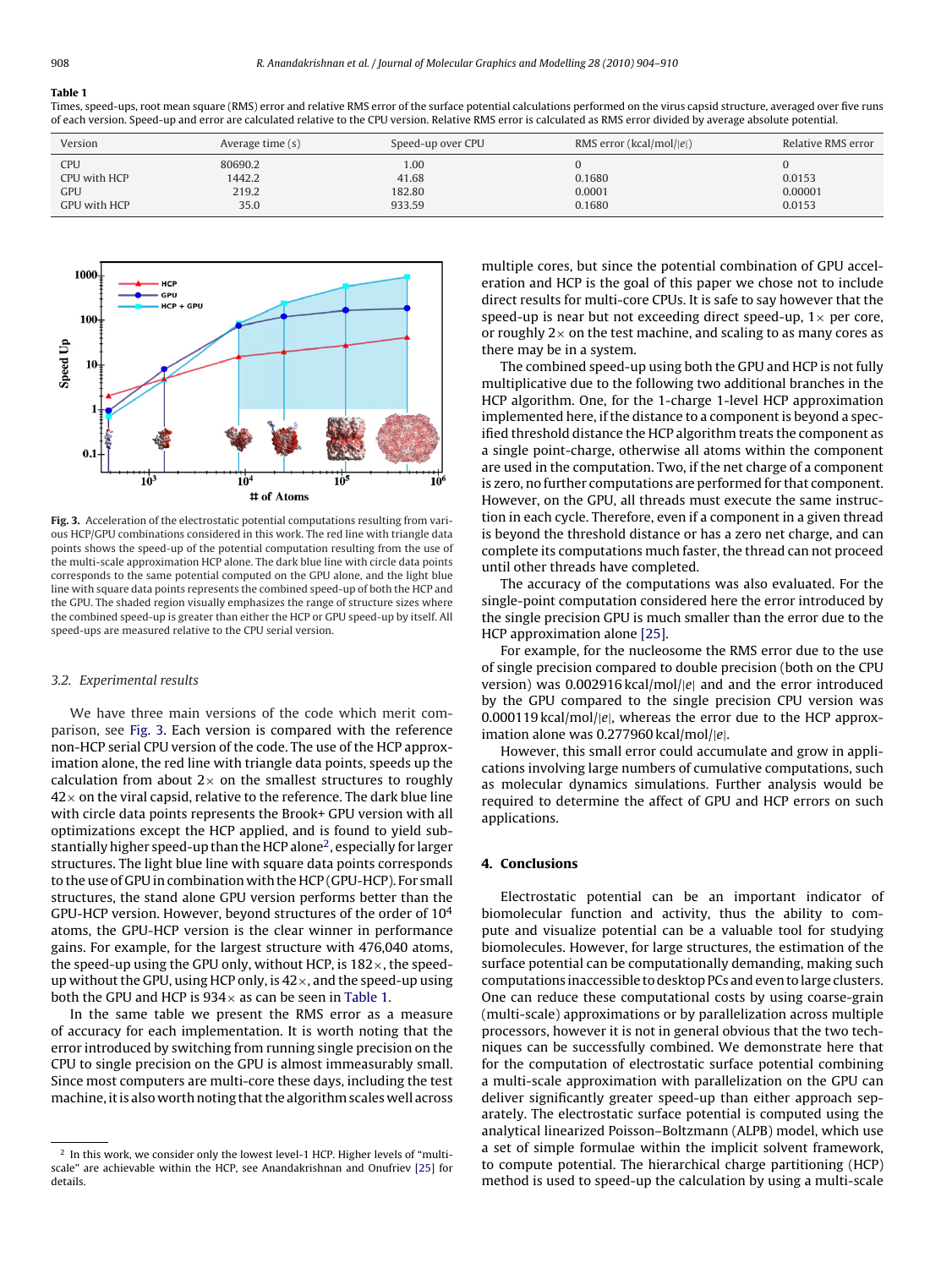**Table 1**
Times, speed-ups, root mean square (RMS) error and relative RMS error of the surface potential calculations performed on the virus capsid structure, averaged over five runs of each version. Speed-up and error are calculated relative to the CPU version. Relative RMS error is calculated as RMS error divided by average absolute potential.

| Version | Average time (s) | Speed-up over CPU | RMS error (kcal/mol/\|e\|) | Relative RMS error |
|---|---|---|---|---|
| CPU | 80690.2 | 1.00 | 0 | 0 |
| CPU with HCP | 1442.2 | 41.68 | 0.1680 | 0.0153 |
| GPU | 219.2 | 182.80 | 0.0001 | 0.00001 |
| GPU with HCP | 35.0 | 933.59 | 0.1680 | 0.0153 |

**Fig. 3.** Acceleration of the electrostatic potential computations resulting from various HCP/GPU combinations considered in this work. The red line with triangle data points shows the speed-up of the potential computation resulting from the use of the multi-scale approximation HCP alone. The dark blue line with circle data points corresponds to the same potential computed on the GPU alone, and the light blue line with square data points represents the combined speed-up of both the HCP and the GPU. The shaded region visually emphasizes the range of structure sizes where the combined speed-up is greater than either the HCP or GPU speed-up by itself. All speed-ups are measured relative to the CPU serial version.

### 3.2. Experimental results

We have three main versions of the code which merit comparison, see Fig. 3. Each version is compared with the reference non-HCP serial CPU version of the code. The use of the HCP approximation alone, the red line with triangle data points, speeds up the calculation from about $2\times$ on the smallest structures to roughly $42\times$ on the viral capsid, relative to the reference. The dark blue line with circle data points represents the Brook+ GPU version with all optimizations except the HCP applied, and is found to yield substantially higher speed-up than the HCP alone[2], especially for larger structures. The light blue line with square data points corresponds to the use of GPU in combination with the HCP (GPU-HCP). For small structures, the stand alone GPU version performs better than the GPU-HCP version. However, beyond structures of the order of $10^4$ atoms, the GPU-HCP version is the clear winner in performance gains. For example, for the largest structure with 476,040 atoms, the speed-up using the GPU only, without HCP, is $182\times$, the speed-up without the GPU, using HCP only, is $42\times$, and the speed-up using both the GPU and HCP is $934\times$ as can be seen in Table 1.

In the same table we present the RMS error as a measure of accuracy for each implementation. It is worth noting that the error introduced by switching from running single precision on the CPU to single precision on the GPU is almost immeasurably small. Since most computers are multi-core these days, including the test machine, it is also worth noting that the algorithm scales well across multiple cores, but since the potential combination of GPU acceleration and HCP is the goal of this paper we chose not to include direct results for multi-core CPUs. It is safe to say however that the speed-up is near but not exceeding direct speed-up, $1\times$ per core, or roughly $2\times$ on the test machine, and scaling to as many cores as there may be in a system.

The combined speed-up using both the GPU and HCP is not fully multiplicative due to the following two additional branches in the HCP algorithm. One, for the 1-charge 1-level HCP approximation implemented here, if the distance to a component is beyond a specified threshold distance the HCP algorithm treats the component as a single point-charge, otherwise all atoms within the component are used in the computation. Two, if the net charge of a component is zero, no further computations are performed for that component. However, on the GPU, all threads must execute the same instruction in each cycle. Therefore, even if a component in a given thread is beyond the threshold distance or has a zero net charge, and can complete its computations much faster, the thread can not proceed until other threads have completed.

The accuracy of the computations was also evaluated. For the single-point computation considered here the error introduced by the single precision GPU is much smaller than the error due to the HCP approximation alone [25].

For example, for the nucleosome the RMS error due to the use of single precision compared to double precision (both on the CPU version) was 0.002916 kcal/mol/|e| and and the error introduced by the GPU compared to the single precision CPU version was 0.000119 kcal/mol/|e|, whereas the error due to the HCP approximation alone was 0.277960 kcal/mol/|e|.

However, this small error could accumulate and grow in applications involving large numbers of cumulative computations, such as molecular dynamics simulations. Further analysis would be required to determine the affect of GPU and HCP errors on such applications.

## 4. Conclusions

Electrostatic potential can be an important indicator of biomolecular function and activity, thus the ability to compute and visualize potential can be a valuable tool for studying biomolecules. However, for large structures, the estimation of the surface potential can be computationally demanding, making such computations inaccessible to desktop PCs and even to large clusters. One can reduce these computational costs by using coarse-grain (multi-scale) approximations or by parallelization across multiple processors, however it is not in general obvious that the two techniques can be successfully combined. We demonstrate here that for the computation of electrostatic surface potential combining a multi-scale approximation with parallelization on the GPU can deliver significantly greater speed-up than either approach separately. The electrostatic surface potential is computed using the analytical linearized Poisson–Boltzmann (ALPB) model, which use a set of simple formulae within the implicit solvent framework, to compute potential. The hierarchical charge partitioning (HCP) method is used to speed-up the calculation by using a multi-scale

[2] In this work, we consider only the lowest level-1 HCP. Higher levels of "multi-scale" are achievable within the HCP, see Anandakrishnan and Onufriev [25] for details.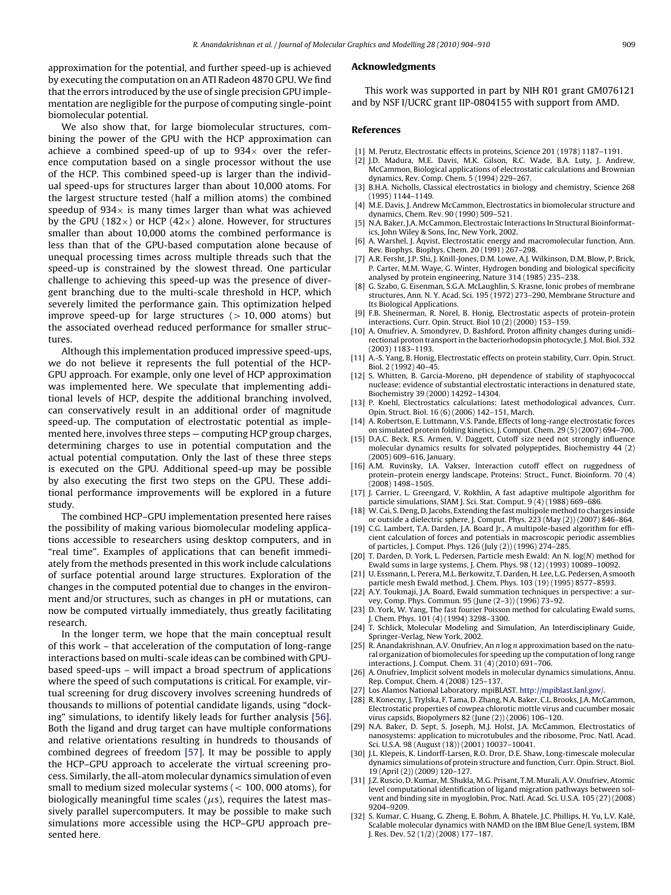approximation for the potential, and further speed-up is achieved by executing the computation on an ATI Radeon 4870 GPU. We find that the errors introduced by the use of single precision GPU implementation are negligible for the purpose of computing single-point biomolecular potential.

We also show that, for large biomolecular structures, combining the power of the GPU with the HCP approximation can achieve a combined speed-up of up to 934× over the reference computation based on a single processor without the use of the HCP. This combined speed-up is larger than the individual speed-ups for structures larger than about 10,000 atoms. For the largest structure tested (half a million atoms) the combined speedup of 934× is many times larger than what was achieved by the GPU (182×) or HCP (42×) alone. However, for structures smaller than about 10,000 atoms the combined performance is less than that of the GPU-based computation alone because of unequal processing times across multiple threads such that the speed-up is constrained by the slowest thread. One particular challenge to achieving this speed-up was the presence of divergent branching due to the multi-scale threshold in HCP, which severely limited the performance gain. This optimization helped improve speed-up for large structures ($> 10,000$ atoms) but the associated overhead reduced performance for smaller structures.

Although this implementation produced impressive speed-ups, we do not believe it represents the full potential of the HCP-GPU approach. For example, only one level of HCP approximation was implemented here. We speculate that implementing additional levels of HCP, despite the additional branching involved, can conservatively result in an additional order of magnitude speed-up. The computation of electrostatic potential as implemented here, involves three steps — computing HCP group charges, determining charges to use in potential computation and the actual potential computation. Only the last of these three steps is executed on the GPU. Additional speed-up may be possible by also executing the first two steps on the GPU. These additional performance improvements will be explored in a future study.

The combined HCP–GPU implementation presented here raises the possibility of making various biomolecular modeling applications accessible to researchers using desktop computers, and in "real time". Examples of applications that can benefit immediately from the methods presented in this work include calculations of surface potential around large structures. Exploration of the changes in the computed potential due to changes in the environment and/or structures, such as changes in pH or mutations, can now be computed virtually immediately, thus greatly facilitating research.

In the longer term, we hope that the main conceptual result of this work – that acceleration of the computation of long-range interactions based on multi-scale ideas can be combined with GPU-based speed-ups – will impact a broad spectrum of applications where the speed of such computations is critical. For example, virtual screening for drug discovery involves screening hundreds of thousands to millions of potential candidate ligands, using "docking" simulations, to identify likely leads for further analysis [56]. Both the ligand and drug target can have multiple conformations and relative orientations resulting in hundreds to thousands of combined degrees of freedom [57]. It may be possible to apply the HCP–GPU approach to accelerate the virtual screening process. Similarly, the all-atom molecular dynamics simulation of even small to medium sized molecular systems ($< 100,000$ atoms), for biologically meaningful time scales ($\mu$s), requires the latest massively parallel supercomputers. It may be possible to make such simulations more accessible using the HCP–GPU approach presented here.

## Acknowledgments

This work was supported in part by NIH R01 grant GM076121 and by NSF I/UCRC grant IIP-0804155 with support from AMD.

## References

[1] M. Perutz, Electrostatic effects in proteins, Science 201 (1978) 1187–1191.

[2] J.D. Madura, M.E. Davis, M.K. Gilson, R.C. Wade, B.A. Luty, J. Andrew, McCammon, Biological applications of electrostatic calculations and Brownian dynamics, Rev. Comp. Chem. 5 (1994) 229–267.

[3] B.H.A. Nicholls, Classical electrostatics in biology and chemistry, Science 268 (1995) 1144–1149.

[4] M.E. Davis, J. Andrew McCammon, Electrostatics in biomolecular structure and dynamics, Chem. Rev. 90 (1990) 509–521.

[5] N.A. Baker, J.A. McCammon, Electrostaic Interactions In Structural Bioinformatics, John Wiley & Sons, Inc, New York, 2002.

[6] A. Warshel, J. Åqvist, Electrostatic energy and macromolecular function, Ann. Rev. Biophys. Biophys. Chem. 20 (1991) 267–298.

[7] A.R. Fersht, J.P. Shi, J. Knill-Jones, D.M. Lowe, A.J. Wilkinson, D.M. Blow, P. Brick, P. Carter, M.M. Waye, G. Winter, Hydrogen bonding and biological specificity analysed by protein engineering, Nature 314 (1985) 235–238.

[8] G. Szabo, G. Eisenman, S.G.A. McLaughlin, S. Krasne, Ionic probes of membrane structures, Ann. N. Y. Acad. Sci. 195 (1972) 273–290, Membrane Structure and Its Biological Applications.

[9] F.B. Sheinerman, R. Norel, B. Honig, Electrostatic aspects of protein-protein interactions, Curr. Opin. Struct. Biol 10 (2) (2000) 153–159.

[10] A. Onufriev, A. Smondyrev, D. Bashford, Proton affinity changes during unidirectional proton transport in the bacteriorhodopsin photocycle, J. Mol. Biol. 332 (2003) 1183–1193.

[11] A.-S. Yang, B. Honig, Electrostatic effects on protein stability, Curr. Opin. Struct. Biol. 2 (1992) 40–45.

[12] S. Whitten, B. Garcia-Moreno, pH dependence of stability of staphyococcal nuclease: evidence of substantial electrostatic interactions in denatured state, Biochemistry 39 (2000) 14292–14304.

[13] P. Koehl, Electrostatics calculations: latest methodological advances, Curr. Opin. Struct. Biol. 16 (6) (2006) 142–151, March.

[14] A. Robertson, E. Luttmann, V.S. Pande, Effects of long-range electrostatic forces on simulated protein folding kinetics, J. Comput. Chem. 29 (5) (2007) 694–700.

[15] D.A.C. Beck, R.S. Armen, V. Daggett, Cutoff size need not strongly influence molecular dynamics results for solvated polypeptides, Biochemistry 44 (2) (2005) 609–616, January.

[16] A.M. Ruvinsky, I.A. Vakser, Interaction cutoff effect on ruggedness of protein–protein energy landscape, Proteins: Struct., Funct. Bioinform. 70 (4) (2008) 1498–1505.

[17] J. Carrier, L. Greengard, V. Rokhlin, A fast adaptive multipole algorithm for particle simulations, SIAM J. Sci. Stat. Comput. 9 (4) (1988) 669–686.

[18] W. Cai, S. Deng, D. Jacobs, Extending the fast multipole method to charges inside or outside a dielectric sphere, J. Comput. Phys. 223 (May (2)) (2007) 846–864.

[19] C.G. Lambert, T.A. Darden, J.A. Board Jr., A multipole-based algorithm for efficient calculation of forces and potentials in macroscopic periodic assemblies of particles, J. Comput. Phys. 126 (July (2)) (1996) 274–285.

[20] T. Darden, D. York, L. Pedersen, Particle mesh Ewald: An N. log($N$) method for Ewald sums in large systems, J. Chem. Phys. 98 (12) (1993) 10089–10092.

[21] U. Essmann, L. Perera, M.L. Berkowitz, T. Darden, H. Lee, L.G. Pedersen, A smooth particle mesh Ewald method, J. Chem. Phys. 103 (19) (1995) 8577–8593.

[22] A.Y. Toukmaji, J.A. Board, Ewald summation techniques in perspective: a survey, Comp. Phys. Commun. 95 (June (2–3)) (1996) 73–92.

[23] D. York, W. Yang, The fast fourier Poisson method for calculating Ewald sums, J. Chem. Phys. 101 (4) (1994) 3298–3300.

[24] T. Schlick, Molecular Modeling and Simulation, An Interdisciplinary Guide, Springer-Verlag, New York, 2002.

[25] R. Anandakrishnan, A.V. Onufriev, An $n \log n$ approximation based on the natural organization of biomolecules for speeding up the computation of long range interactions, J. Comput. Chem. 31 (4) (2010) 691–706.

[26] A. Onufriev, Implicit solvent models in molecular dynamics simulations, Annu. Rep. Comput. Chem. 4 (2008) 125–137.

[27] Los Alamos National Laboratory. mpiBLAST. http://mpiblast.lanl.gov/.

[28] R. Konecny, J. Trylska, F. Tama, D. Zhang, N.A. Baker, C.L. Brooks, J.A. McCammon, Electrostatic properties of cowpea chlorotic mottle virus and cucumber mosaic virus capsids, Biopolymers 82 (June (2)) (2006) 106–120.

[29] N.A. Baker, D. Sept, S. Joseph, M.J. Holst, J.A. McCammon, Electrostatics of nanosystems: application to microtubules and the ribosome, Proc. Natl. Acad. Sci. U.S.A. 98 (August (18)) (2001) 10037–10041.

[30] J.L. Klepeis, K. Lindorff-Larsen, R.O. Dror, D.E. Shaw, Long-timescale molecular dynamics simulations of protein structure and function, Curr. Opin. Struct. Biol. 19 (April (2)) (2009) 120–127.

[31] J.Z. Ruscio, D. Kumar, M. Shukla, M.G. Prisant, T.M. Murali, A.V. Onufriev, Atomic level computational identification of ligand migration pathways between solvent and binding site in myoglobin, Proc. Natl. Acad. Sci. U.S.A. 105 (27) (2008) 9204–9209.

[32] S. Kumar, C. Huang, G. Zheng, E. Bohm, A. Bhatele, J.C. Phillips, H. Yu, L.V. Kalé, Scalable molecular dynamics with NAMD on the IBM Blue Gene/L system, IBM J. Res. Dev. 52 (1/2) (2008) 177–187.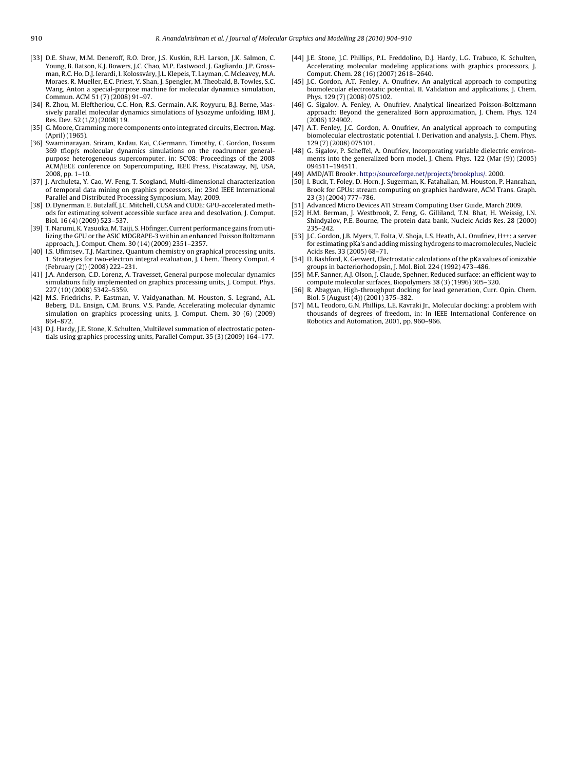[33] D.E. Shaw, M.M. Deneroff, R.O. Dror, J.S. Kuskin, R.H. Larson, J.K. Salmon, C. Young, B. Batson, K.J. Bowers, J.C. Chao, M.P. Eastwood, J. Gagliardo, J.P. Grossman, R.C. Ho, D.J. Ierardi, I. Kolossváry, J.L. Klepeis, T. Layman, C. Mcleavey, M.A. Moraes, R. Mueller, E.C. Priest, Y. Shan, J. Spengler, M. Theobald, B. Towles, S.C. Wang, Anton a special-purpose machine for molecular dynamics simulation, Commun. ACM 51 (7) (2008) 91–97.

[34] R. Zhou, M. Eleftheriou, C.C. Hon, R.S. Germain, A.K. Royyuru, B.J. Berne, Massively parallel molecular dynamics simulations of lysozyme unfolding, IBM J. Res. Dev. 52 (1/2) (2008) 19.

[35] G. Moore, Cramming more components onto integrated circuits, Electron. Mag. (April) (1965).

[36] Swaminarayan. Sriram, Kadau. Kai, C.Germann. Timothy, C. Gordon, Fossum 369 tflop/s molecular dynamics simulations on the roadrunner general-purpose heterogeneous supercomputer, in: SC'08: Proceedings of the 2008 ACM/IEEE conference on Supercomputing, IEEE Press, Piscataway, NJ, USA, 2008, pp. 1–10.

[37] J. Archuleta, Y. Cao, W. Feng, T. Scogland, Multi-dimensional characterization of temporal data mining on graphics processors, in: 23rd IEEE International Parallel and Distributed Processing Symposium, May, 2009.

[38] D. Dynerman, E. Butzlaff, J.C. Mitchell, CUSA and CUDE: GPU-accelerated methods for estimating solvent accessible surface area and desolvation, J. Comput. Biol. 16 (4) (2009) 523–537.

[39] T. Narumi, K. Yasuoka, M. Taiji, S. Höfinger, Current performance gains from utilizing the GPU or the ASIC MDGRAPE-3 within an enhanced Poisson Boltzmann approach, J. Comput. Chem. 30 (14) (2009) 2351–2357.

[40] I.S. Ufimtsev, T.J. Martinez, Quantum chemistry on graphical processing units. 1. Strategies for two-electron integral evaluation, J. Chem. Theory Comput. 4 (February (2)) (2008) 222–231.

[41] J.A. Anderson, C.D. Lorenz, A. Travesset, General purpose molecular dynamics simulations fully implemented on graphics processing units, J. Comput. Phys. 227 (10) (2008) 5342–5359.

[42] M.S. Friedrichs, P. Eastman, V. Vaidyanathan, M. Houston, S. Legrand, A.L. Beberg, D.L. Ensign, C.M. Bruns, V.S. Pande, Accelerating molecular dynamic simulation on graphics processing units, J. Comput. Chem. 30 (6) (2009) 864–872.

[43] D.J. Hardy, J.E. Stone, K. Schulten, Multilevel summation of electrostatic potentials using graphics processing units, Parallel Comput. 35 (3) (2009) 164–177.

[44] J.E. Stone, J.C. Phillips, P.L. Freddolino, D.J. Hardy, L.G. Trabuco, K. Schulten, Accelerating molecular modeling applications with graphics processors, J. Comput. Chem. 28 (16) (2007) 2618–2640.

[45] J.C. Gordon, A.T. Fenley, A. Onufriev, An analytical approach to computing biomolecular electrostatic potential. II. Validation and applications, J. Chem. Phys. 129 (7) (2008) 075102.

[46] G. Sigalov, A. Fenley, A. Onufriev, Analytical linearized Poisson-Boltzmann approach: Beyond the generalized Born approximation, J. Chem. Phys. 124 (2006) 124902.

[47] A.T. Fenley, J.C. Gordon, A. Onufriev, An analytical approach to computing biomolecular electrostatic potential. I. Derivation and analysis, J. Chem. Phys. 129 (7) (2008) 075101.

[48] G. Sigalov, P. Scheffel, A. Onufriev, Incorporating variable dielectric environments into the generalized born model, J. Chem. Phys. 122 (Mar (9)) (2005) 094511–194511.

[49] AMD/ATI Brook+. http://sourceforge.net/projects/brookplus/. 2000.

[50] I. Buck, T. Foley, D. Horn, J. Sugerman, K. Fatahalian, M. Houston, P. Hanrahan, Brook for GPUs: stream computing on graphics hardware, ACM Trans. Graph. 23 (3) (2004) 777–786.

[51] Advanced Micro Devices ATI Stream Computing User Guide, March 2009.

[52] H.M. Berman, J. Westbrook, Z. Feng, G. Gilliland, T.N. Bhat, H. Weissig, I.N. Shindyalov, P.E. Bourne, The protein data bank, Nucleic Acids Res. 28 (2000) 235–242.

[53] J.C. Gordon, J.B. Myers, T. Folta, V. Shoja, L.S. Heath, A.L. Onufriev, H++: a server for estimating pKa's and adding missing hydrogens to macromolecules, Nucleic Acids Res. 33 (2005) 68–71.

[54] D. Bashford, K. Gerwert, Electrostatic calculations of the pKa values of ionizable groups in bacteriorhodopsin, J. Mol. Biol. 224 (1992) 473–486.

[55] M.F. Sanner, A.J. Olson, J. Claude, Spehner, Reduced surface: an efficient way to compute molecular surfaces, Biopolymers 38 (3) (1996) 305–320.

[56] R. Abagyan, High-throughput docking for lead generation, Curr. Opin. Chem. Biol. 5 (August (4)) (2001) 375–382.

[57] M.L. Teodoro, G.N. Phillips, L.E. Kavraki Jr., Molecular docking: a problem with thousands of degrees of freedom, in: In IEEE International Conference on Robotics and Automation, 2001, pp. 960–966.